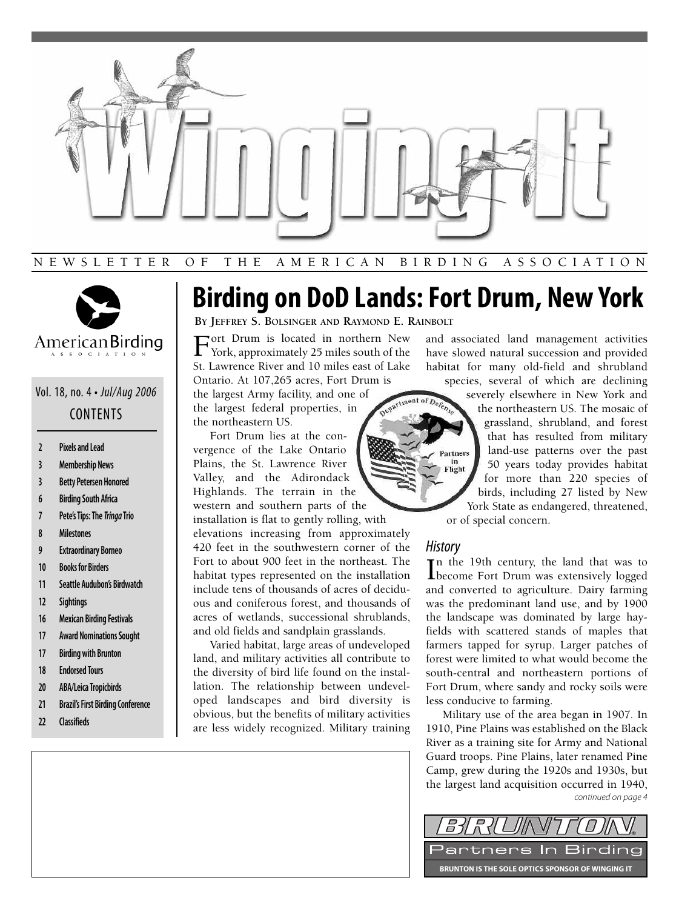# Winging It

NEWSLETTER OF THE AMERICAN BIRDING ASSOCIATION

American Birding Association

Vol. 18, no. 4 • *Jul/Aug 2006*

CONTENTS

- 2 Pixels and Lead
- 3 Membership News
- 3 Betty Petersen Honored
- 6 Birding South Africa
- 7 Pete's Tips: The *Tringa* Trio
- 8 Milestones
- 9 Extraordinary Borneo
- 10 Books for Birders
- 11 Seattle Audubon's Birdwatch
- 12 Sightings
- 16 Mexican Birding Festivals
- 17 Award Nominations Sought
- 17 Birding with Brunton
- 18 Endorsed Tours
- 20 ABA/Leica Tropicbirds
- 21 Brazil's First Birding Conference
- 22 Classifieds

# Birding on DoD Lands: Fort Drum, New York

**By Jeffrey S. Bolsinger and Raymond E. Rainbolt**

Fort Drum is located in northern New York, approximately 25 miles south of the St. Lawrence River and 10 miles east of Lake Ontario. At 107,265 acres, Fort Drum is the largest Army facility, and one of the largest federal properties, in the northeastern US.

Fort Drum lies at the convergence of the Lake Ontario Plains, the St. Lawrence River Valley, and the Adirondack Highlands. The terrain in the western and southern parts of the installation is flat to gently rolling, with elevations increasing from approximately 420 feet in the southwestern corner of the Fort to about 900 feet in the northeast. The habitat types represented on the installation include tens of thousands of acres of deciduous and coniferous forest, and thousands of acres of wetlands, successional shrublands, and old fields and sandplain grasslands.

Varied habitat, large areas of undeveloped land, and military activities all contribute to the diversity of bird life found on the installation. The relationship between undeveloped landscapes and bird diversity is obvious, but the benefits of military activities are less widely recognized. Military training and associated land management activities have slowed natural succession and provided habitat for many old-field and shrubland species, several of which are declining severely elsewhere in New York and the northeastern US. The mosaic of grassland, shrubland, and forest that has resulted from military land-use patterns over the past 50 years today provides habitat for more than 220 species of birds, including 27 listed by New York State as endangered, threatened, or of special concern.

## *History*

In the 19th century, the land that was to become Fort Drum was extensively logged and converted to agriculture. Dairy farming was the predominant land use, and by 1900 the landscape was dominated by large hayfields with scattered stands of maples that farmers tapped for syrup. Larger patches of forest were limited to what would become the south-central and northeastern portions of Fort Drum, where sandy and rocky soils were less conducive to farming.

Military use of the area began in 1907. In 1910, Pine Plains was established on the Black River as a training site for Army and National Guard troops. Pine Plains, later renamed Pine Camp, grew during the 1920s and 1930s, but the largest land acquisition occurred in 1940,

*continued on page 4*

BRUNTON® Partners In Birding

BRUNTON IS THE SOLE OPTICS SPONSOR OF WINGING IT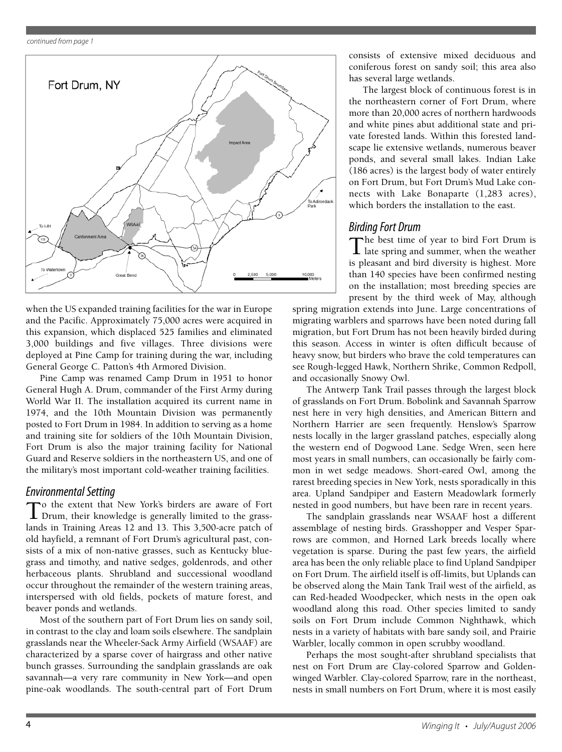*continued from page 1*

when the US expanded training facilities for the war in Europe and the Pacific. Approximately 75,000 acres were acquired in this expansion, which displaced 525 families and eliminated 3,000 buildings and five villages. Three divisions were deployed at Pine Camp for training during the war, including General George C. Patton's 4th Armored Division.

Pine Camp was renamed Camp Drum in 1951 to honor General Hugh A. Drum, commander of the First Army during World War II. The installation acquired its current name in 1974, and the 10th Mountain Division was permanently posted to Fort Drum in 1984. In addition to serving as a home and training site for soldiers of the 10th Mountain Division, Fort Drum is also the major training facility for National Guard and Reserve soldiers in the northeastern US, and one of the military's most important cold-weather training facilities.

## Environmental Setting

To the extent that New York's birders are aware of Fort Drum, their knowledge is generally limited to the grasslands in Training Areas 12 and 13. This 3,500-acre patch of old hayfield, a remnant of Fort Drum's agricultural past, consists of a mix of non-native grasses, such as Kentucky bluegrass and timothy, and native sedges, goldenrods, and other herbaceous plants. Shrubland and successional woodland occur throughout the remainder of the western training areas, interspersed with old fields, pockets of mature forest, and beaver ponds and wetlands.

Most of the southern part of Fort Drum lies on sandy soil, in contrast to the clay and loam soils elsewhere. The sandplain grasslands near the Wheeler-Sack Army Airfield (WSAAF) are characterized by a sparse cover of hairgrass and other native bunch grasses. Surrounding the sandplain grasslands are oak savannah—a very rare community in New York—and open pine-oak woodlands. The south-central part of Fort Drum consists of extensive mixed deciduous and coniferous forest on sandy soil; this area also has several large wetlands.

The largest block of continuous forest is in the northeastern corner of Fort Drum, where more than 20,000 acres of northern hardwoods and white pines abut additional state and private forested lands. Within this forested landscape lie extensive wetlands, numerous beaver ponds, and several small lakes. Indian Lake (186 acres) is the largest body of water entirely on Fort Drum, but Fort Drum's Mud Lake connects with Lake Bonaparte (1,283 acres), which borders the installation to the east.

## Birding Fort Drum

The best time of year to bird Fort Drum is late spring and summer, when the weather is pleasant and bird diversity is highest. More than 140 species have been confirmed nesting on the installation; most breeding species are present by the third week of May, although spring migration extends into June. Large concentrations of migrating warblers and sparrows have been noted during fall migration, but Fort Drum has not been heavily birded during this season. Access in winter is often difficult because of heavy snow, but birders who brave the cold temperatures can see Rough-legged Hawk, Northern Shrike, Common Redpoll, and occasionally Snowy Owl.

The Antwerp Tank Trail passes through the largest block of grasslands on Fort Drum. Bobolink and Savannah Sparrow nest here in very high densities, and American Bittern and Northern Harrier are seen frequently. Henslow's Sparrow nests locally in the larger grassland patches, especially along the western end of Dogwood Lane. Sedge Wren, seen here most years in small numbers, can occasionally be fairly common in wet sedge meadows. Short-eared Owl, among the rarest breeding species in New York, nests sporadically in this area. Upland Sandpiper and Eastern Meadowlark formerly nested in good numbers, but have been rare in recent years.

The sandplain grasslands near WSAAF host a different assemblage of nesting birds. Grasshopper and Vesper Sparrows are common, and Horned Lark breeds locally where vegetation is sparse. During the past few years, the airfield area has been the only reliable place to find Upland Sandpiper on Fort Drum. The airfield itself is off-limits, but Uplands can be observed along the Main Tank Trail west of the airfield, as can Red-headed Woodpecker, which nests in the open oak woodland along this road. Other species limited to sandy soils on Fort Drum include Common Nighthawk, which nests in a variety of habitats with bare sandy soil, and Prairie Warbler, locally common in open scrubby woodland.

Perhaps the most sought-after shrubland specialists that nest on Fort Drum are Clay-colored Sparrow and Golden-winged Warbler. Clay-colored Sparrow, rare in the northeast, nests in small numbers on Fort Drum, where it is most easily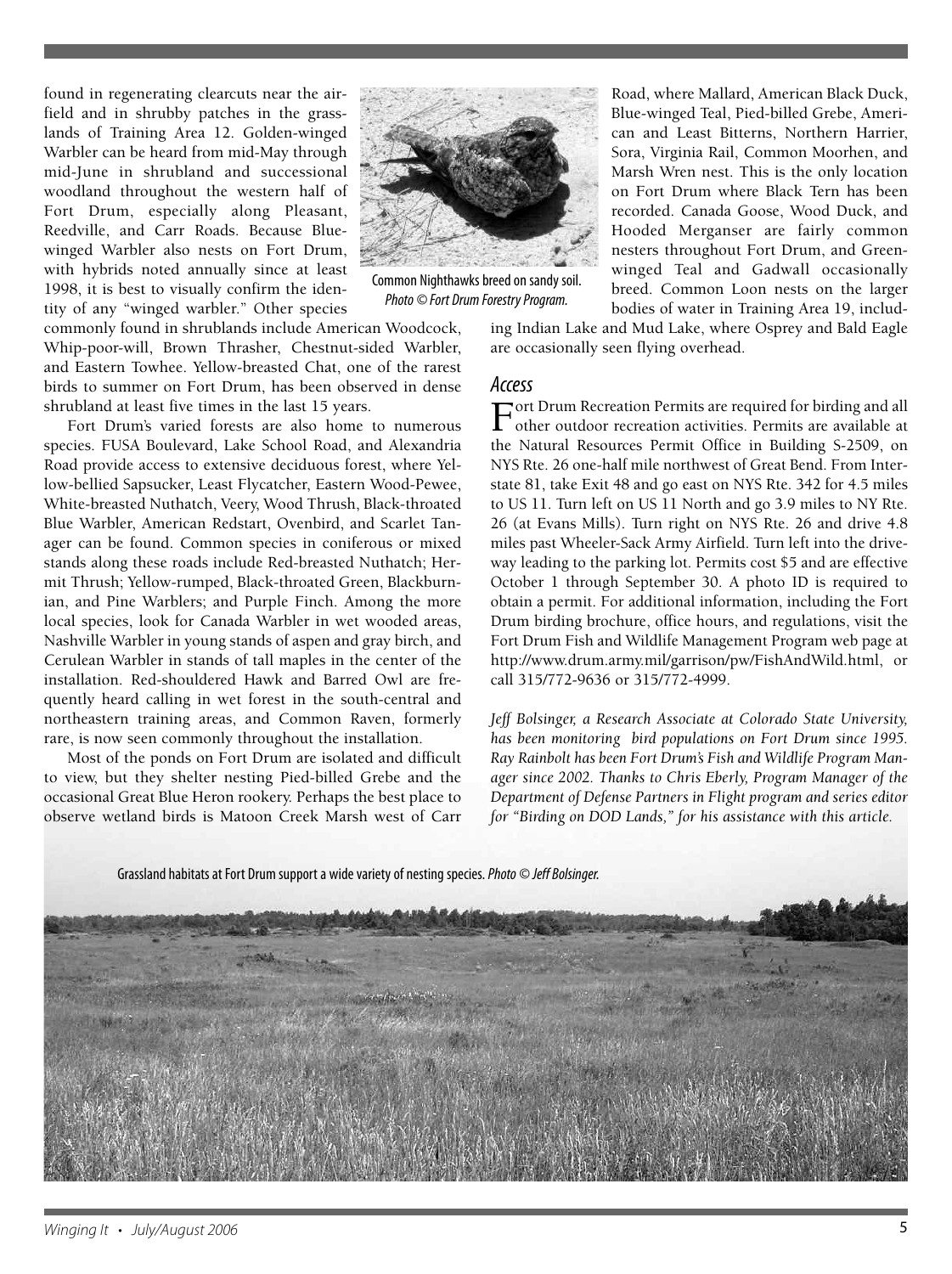found in regenerating clearcuts near the airfield and in shrubby patches in the grasslands of Training Area 12. Golden-winged Warbler can be heard from mid-May through mid-June in shrubland and successional woodland throughout the western half of Fort Drum, especially along Pleasant, Reedville, and Carr Roads. Because Blue-winged Warbler also nests on Fort Drum, with hybrids noted annually since at least 1998, it is best to visually confirm the identity of any "winged warbler." Other species commonly found in shrublands include American Woodcock, Whip-poor-will, Brown Thrasher, Chestnut-sided Warbler, and Eastern Towhee. Yellow-breasted Chat, one of the rarest birds to summer on Fort Drum, has been observed in dense shrubland at least five times in the last 15 years.

Common Nighthawks breed on sandy soil. *Photo © Fort Drum Forestry Program.*

Fort Drum's varied forests are also home to numerous species. FUSA Boulevard, Lake School Road, and Alexandria Road provide access to extensive deciduous forest, where Yellow-bellied Sapsucker, Least Flycatcher, Eastern Wood-Pewee, White-breasted Nuthatch, Veery, Wood Thrush, Black-throated Blue Warbler, American Redstart, Ovenbird, and Scarlet Tanager can be found. Common species in coniferous or mixed stands along these roads include Red-breasted Nuthatch; Hermit Thrush; Yellow-rumped, Black-throated Green, Blackburnian, and Pine Warblers; and Purple Finch. Among the more local species, look for Canada Warbler in wet wooded areas, Nashville Warbler in young stands of aspen and gray birch, and Cerulean Warbler in stands of tall maples in the center of the installation. Red-shouldered Hawk and Barred Owl are frequently heard calling in wet forest in the south-central and northeastern training areas, and Common Raven, formerly rare, is now seen commonly throughout the installation.

Most of the ponds on Fort Drum are isolated and difficult to view, but they shelter nesting Pied-billed Grebe and the occasional Great Blue Heron rookery. Perhaps the best place to observe wetland birds is Matoon Creek Marsh west of Carr Road, where Mallard, American Black Duck, Blue-winged Teal, Pied-billed Grebe, American and Least Bitterns, Northern Harrier, Sora, Virginia Rail, Common Moorhen, and Marsh Wren nest. This is the only location on Fort Drum where Black Tern has been recorded. Canada Goose, Wood Duck, and Hooded Merganser are fairly common nesters throughout Fort Drum, and Green-winged Teal and Gadwall occasionally breed. Common Loon nests on the larger bodies of water in Training Area 19, including Indian Lake and Mud Lake, where Osprey and Bald Eagle are occasionally seen flying overhead.

## Access

Fort Drum Recreation Permits are required for birding and all other outdoor recreation activities. Permits are available at the Natural Resources Permit Office in Building S-2509, on NYS Rte. 26 one-half mile northwest of Great Bend. From Interstate 81, take Exit 48 and go east on NYS Rte. 342 for 4.5 miles to US 11. Turn left on US 11 North and go 3.9 miles to NY Rte. 26 (at Evans Mills). Turn right on NYS Rte. 26 and drive 4.8 miles past Wheeler-Sack Army Airfield. Turn left into the driveway leading to the parking lot. Permits cost $5 and are effective October 1 through September 30. A photo ID is required to obtain a permit. For additional information, including the Fort Drum birding brochure, office hours, and regulations, visit the Fort Drum Fish and Wildlife Management Program web page at http://www.drum.army.mil/garrison/pw/FishAndWild.html, or call 315/772-9636 or 315/772-4999.

*Jeff Bolsinger, a Research Associate at Colorado State University, has been monitoring bird populations on Fort Drum since 1995. Ray Rainbolt has been Fort Drum's Fish and Wildlife Program Manager since 2002. Thanks to Chris Eberly, Program Manager of the Department of Defense Partners in Flight program and series editor for "Birding on DOD Lands," for his assistance with this article.*

Grassland habitats at Fort Drum support a wide variety of nesting species. *Photo © Jeff Bolsinger.*